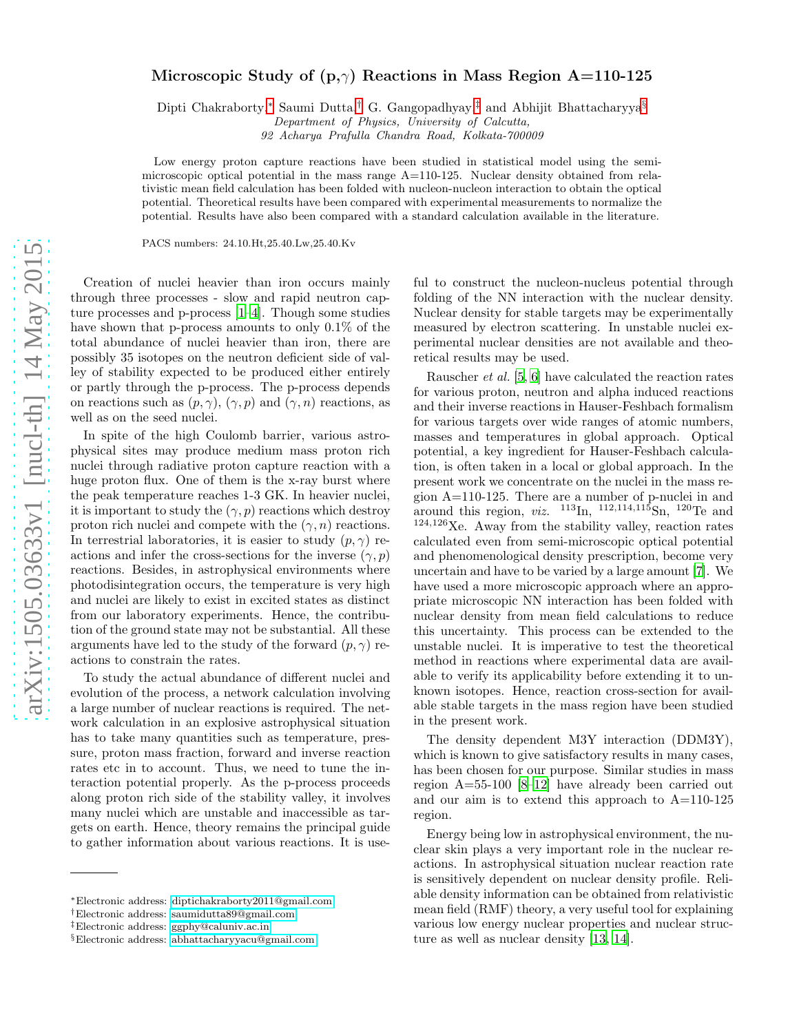# Microscopic Study of (p,$\gamma$) Reactions in Mass Region A=110-125

Dipti Chakraborty,[*] Saumi Dutta,[†] G. Gangopadhyay,[‡] and Abhijit Bhattacharyya[§]

*Department of Physics, University of Calcutta, 92 Acharya Prafulla Chandra Road, Kolkata-700009*

Low energy proton capture reactions have been studied in statistical model using the semi-microscopic optical potential in the mass range A=110-125. Nuclear density obtained from relativistic mean field calculation has been folded with nucleon-nucleon interaction to obtain the optical potential. Theoretical results have been compared with experimental measurements to normalize the potential. Results have also been compared with a standard calculation available in the literature.

PACS numbers: 24.10.Ht,25.40.Lw,25.40.Kv

Creation of nuclei heavier than iron occurs mainly through three processes - slow and rapid neutron capture processes and p-process [1–4]. Though some studies have shown that p-process amounts to only 0.1% of the total abundance of nuclei heavier than iron, there are possibly 35 isotopes on the neutron deficient side of valley of stability expected to be produced either entirely or partly through the p-process. The p-process depends on reactions such as $(p,\gamma)$, $(\gamma,p)$ and $(\gamma,n)$ reactions, as well as on the seed nuclei.

In spite of the high Coulomb barrier, various astrophysical sites may produce medium mass proton rich nuclei through radiative proton capture reaction with a huge proton flux. One of them is the x-ray burst where the peak temperature reaches 1-3 GK. In heavier nuclei, it is important to study the $(\gamma,p)$ reactions which destroy proton rich nuclei and compete with the $(\gamma,n)$ reactions. In terrestrial laboratories, it is easier to study $(p,\gamma)$ reactions and infer the cross-sections for the inverse $(\gamma,p)$ reactions. Besides, in astrophysical environments where photodisintegration occurs, the temperature is very high and nuclei are likely to exist in excited states as distinct from our laboratory experiments. Hence, the contribution of the ground state may not be substantial. All these arguments have led to the study of the forward $(p,\gamma)$ reactions to constrain the rates.

To study the actual abundance of different nuclei and evolution of the process, a network calculation involving a large number of nuclear reactions is required. The network calculation in an explosive astrophysical situation has to take many quantities such as temperature, pressure, proton mass fraction, forward and inverse reaction rates etc in to account. Thus, we need to tune the interaction potential properly. As the p-process proceeds along proton rich side of the stability valley, it involves many nuclei which are unstable and inaccessible as targets on earth. Hence, theory remains the principal guide to gather information about various reactions. It is useful to construct the nucleon-nucleus potential through folding of the NN interaction with the nuclear density. Nuclear density for stable targets may be experimentally measured by electron scattering. In unstable nuclei experimental nuclear densities are not available and theoretical results may be used.

Rauscher *et al.* [5, 6] have calculated the reaction rates for various proton, neutron and alpha induced reactions and their inverse reactions in Hauser-Feshbach formalism for various targets over wide ranges of atomic numbers, masses and temperatures in global approach. Optical potential, a key ingredient for Hauser-Feshbach calculation, is often taken in a local or global approach. In the present work we concentrate on the nuclei in the mass region A=110-125. There are a number of p-nuclei in and around this region, *viz.* $^{113}$In, $^{112,114,115}$Sn, $^{120}$Te and $^{124,126}$Xe. Away from the stability valley, reaction rates calculated even from semi-microscopic optical potential and phenomenological density prescription, become very uncertain and have to be varied by a large amount [7]. We have used a more microscopic approach where an appropriate microscopic NN interaction has been folded with nuclear density from mean field calculations to reduce this uncertainty. This process can be extended to the unstable nuclei. It is imperative to test the theoretical method in reactions where experimental data are available to verify its applicability before extending it to unknown isotopes. Hence, reaction cross-section for available stable targets in the mass region have been studied in the present work.

The density dependent M3Y interaction (DDM3Y), which is known to give satisfactory results in many cases, has been chosen for our purpose. Similar studies in mass region A=55-100 [8–12] have already been carried out and our aim is to extend this approach to A=110-125 region.

Energy being low in astrophysical environment, the nuclear skin plays a very important role in the nuclear reactions. In astrophysical situation nuclear reaction rate is sensitively dependent on nuclear density profile. Reliable density information can be obtained from relativistic mean field (RMF) theory, a very useful tool for explaining various low energy nuclear properties and nuclear structure as well as nuclear density [13, 14].

---

[*] Electronic address: diptichakraborty2011@gmail.com
[†] Electronic address: saumidutta89@gmail.com
[‡] Electronic address: ggphy@caluniv.ac.in
[§] Electronic address: abhattacharyyacu@gmail.com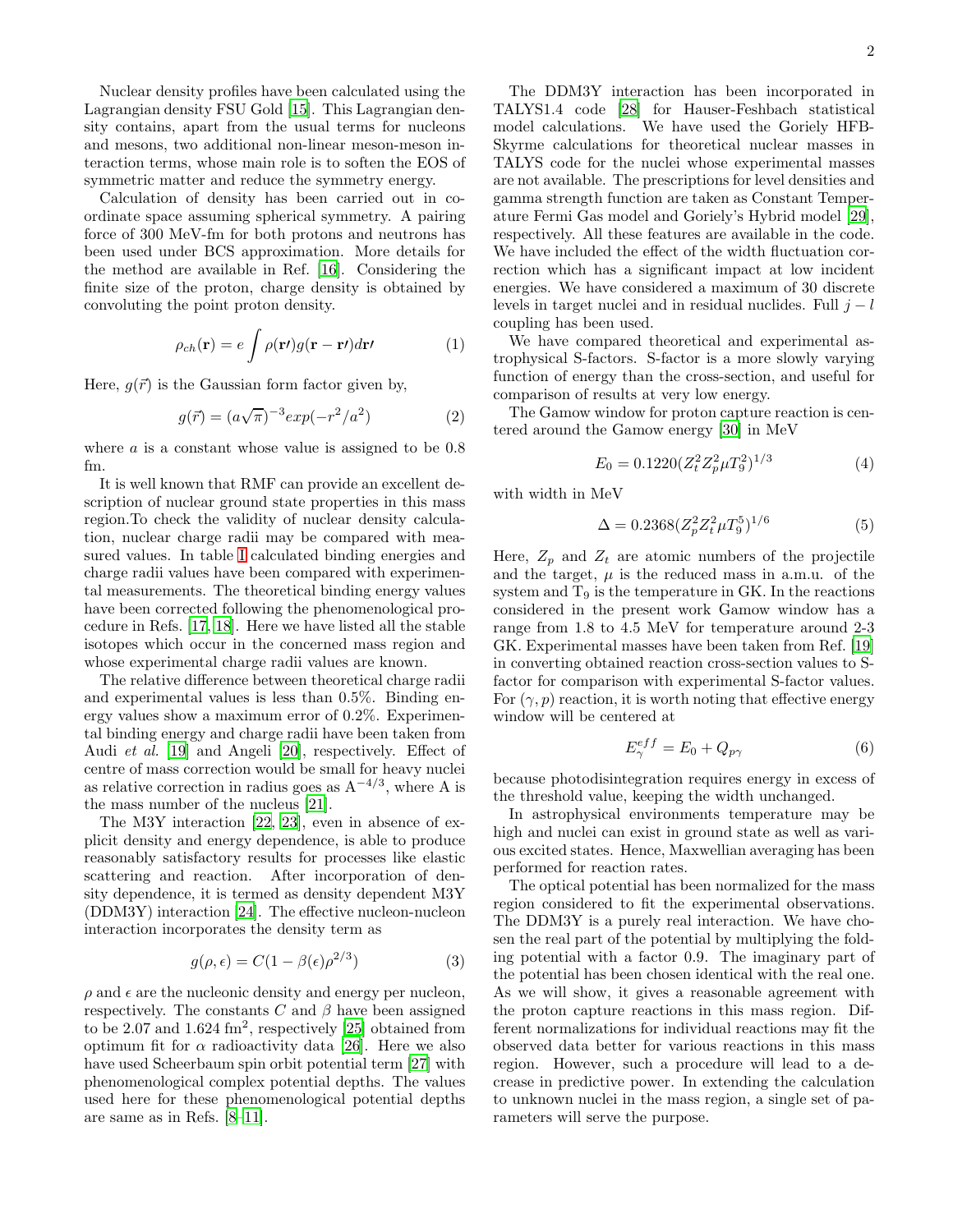Nuclear density profiles have been calculated using the Lagrangian density FSU Gold [15]. This Lagrangian density contains, apart from the usual terms for nucleons and mesons, two additional non-linear meson-meson interaction terms, whose main role is to soften the EOS of symmetric matter and reduce the symmetry energy.

Calculation of density has been carried out in coordinate space assuming spherical symmetry. A pairing force of 300 MeV-fm for both protons and neutrons has been used under BCS approximation. More details for the method are available in Ref. [16]. Considering the finite size of the proton, charge density is obtained by convoluting the point proton density.

$$\rho_{ch}(\mathbf{r}) = e\int \rho(\mathbf{r'})g(\mathbf{r}-\mathbf{r'})d\mathbf{r'} \tag{1}$$

Here, $g(\vec{r})$ is the Gaussian form factor given by,

$$g(\vec{r}) = (a\sqrt{\pi})^{-3}exp(-r^2/a^2) \tag{2}$$

where $a$ is a constant whose value is assigned to be 0.8 fm.

It is well known that RMF can provide an excellent description of nuclear ground state properties in this mass region.To check the validity of nuclear density calculation, nuclear charge radii may be compared with measured values. In table I calculated binding energies and charge radii values have been compared with experimental measurements. The theoretical binding energy values have been corrected following the phenomenological procedure in Refs. [17, 18]. Here we have listed all the stable isotopes which occur in the concerned mass region and whose experimental charge radii values are known.

The relative difference between theoretical charge radii and experimental values is less than 0.5%. Binding energy values show a maximum error of 0.2%. Experimental binding energy and charge radii have been taken from Audi *et al.* [19] and Angeli [20], respectively. Effect of centre of mass correction would be small for heavy nuclei as relative correction in radius goes as $A^{-4/3}$, where A is the mass number of the nucleus [21].

The M3Y interaction [22, 23], even in absence of explicit density and energy dependence, is able to produce reasonably satisfactory results for processes like elastic scattering and reaction. After incorporation of density dependence, it is termed as density dependent M3Y (DDM3Y) interaction [24]. The effective nucleon-nucleon interaction incorporates the density term as

$$g(\rho,\epsilon) = C(1-\beta(\epsilon)\rho^{2/3}) \tag{3}$$

$\rho$ and $\epsilon$ are the nucleonic density and energy per nucleon, respectively. The constants $C$ and $\beta$ have been assigned to be 2.07 and 1.624 $\text{fm}^2$, respectively [25] obtained from optimum fit for $\alpha$ radioactivity data [26]. Here we also have used Scheerbaum spin orbit potential term [27] with phenomenological complex potential depths. The values used here for these phenomenological potential depths are same as in Refs. [8–11].

The DDM3Y interaction has been incorporated in TALYS1.4 code [28] for Hauser-Feshbach statistical model calculations. We have used the Goriely HFB-Skyrme calculations for theoretical nuclear masses in TALYS code for the nuclei whose experimental masses are not available. The prescriptions for level densities and gamma strength function are taken as Constant Temperature Fermi Gas model and Goriely's Hybrid model [29], respectively. All these features are available in the code. We have included the effect of the width fluctuation correction which has a significant impact at low incident energies. We have considered a maximum of 30 discrete levels in target nuclei and in residual nuclides. Full $j-l$ coupling has been used.

We have compared theoretical and experimental astrophysical S-factors. S-factor is a more slowly varying function of energy than the cross-section, and useful for comparison of results at very low energy.

The Gamow window for proton capture reaction is centered around the Gamow energy [30] in MeV

$$E_0 = 0.1220(Z_t^2 Z_p^2 \mu T_9^2)^{1/3} \tag{4}$$

with width in MeV

$$\Delta = 0.2368(Z_p^2 Z_t^2 \mu T_9^5)^{1/6} \tag{5}$$

Here, $Z_p$ and $Z_t$ are atomic numbers of the projectile and the target, $\mu$ is the reduced mass in a.m.u. of the system and $T_9$ is the temperature in GK. In the reactions considered in the present work Gamow window has a range from 1.8 to 4.5 MeV for temperature around 2-3 GK. Experimental masses have been taken from Ref. [19] in converting obtained reaction cross-section values to S-factor for comparison with experimental S-factor values. For $(\gamma,p)$ reaction, it is worth noting that effective energy window will be centered at

$$E_\gamma^{eff} = E_0 + Q_{p\gamma} \tag{6}$$

because photodisintegration requires energy in excess of the threshold value, keeping the width unchanged.

In astrophysical environments temperature may be high and nuclei can exist in ground state as well as various excited states. Hence, Maxwellian averaging has been performed for reaction rates.

The optical potential has been normalized for the mass region considered to fit the experimental observations. The DDM3Y is a purely real interaction. We have chosen the real part of the potential by multiplying the folding potential with a factor 0.9. The imaginary part of the potential has been chosen identical with the real one. As we will show, it gives a reasonable agreement with the proton capture reactions in this mass region. Different normalizations for individual reactions may fit the observed data better for various reactions in this mass region. However, such a procedure will lead to a decrease in predictive power. In extending the calculation to unknown nuclei in the mass region, a single set of parameters will serve the purpose.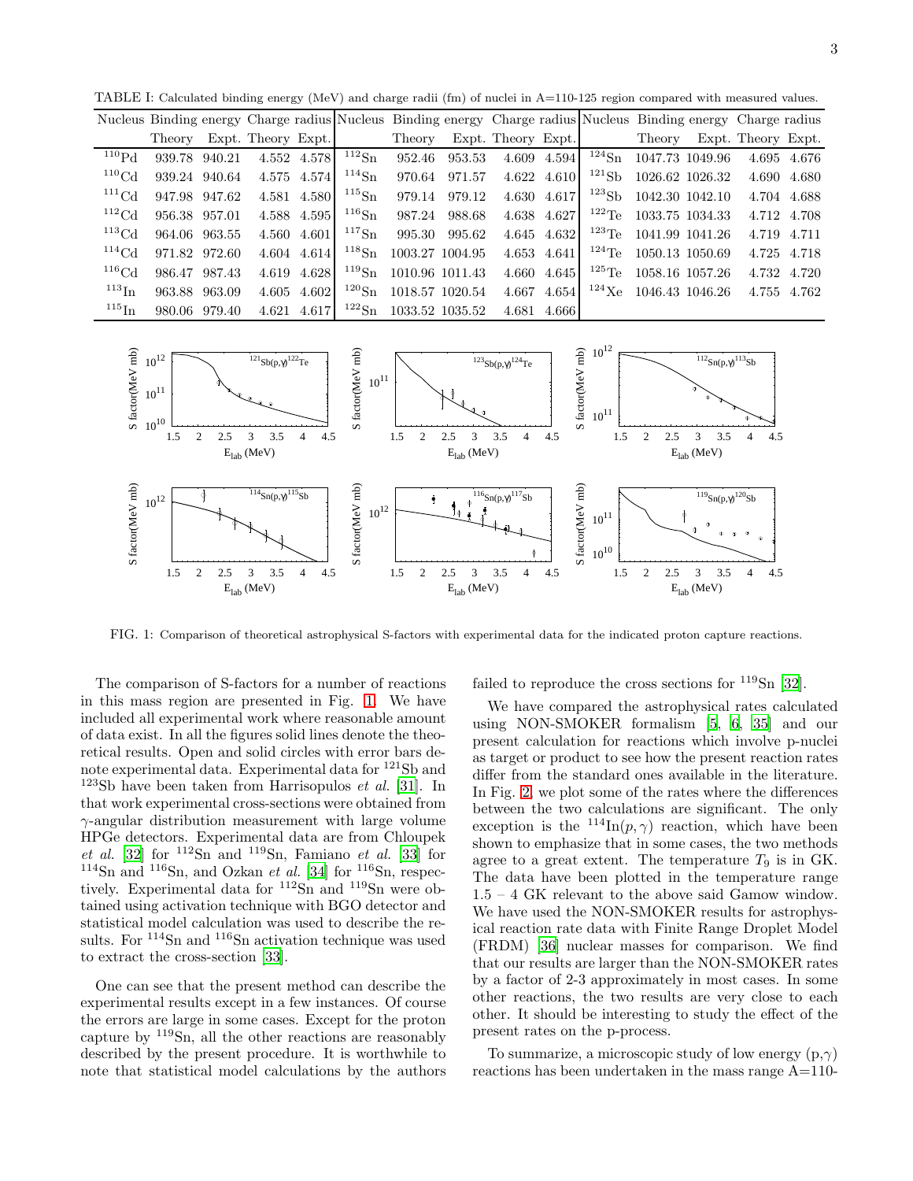TABLE I: Calculated binding energy (MeV) and charge radii (fm) of nuclei in A=110-125 region compared with measured values.

| Nucleus | Binding energy | | Charge radius | | Nucleus | Binding energy | | Charge radius | | Nucleus | Binding energy | | Charge radius | |
|---|---|---|---|---|---|---|---|---|---|---|---|---|---|---|
| | Theory | Expt. | Theory | Expt. | | Theory | Expt. | Theory | Expt. | | Theory | Expt. | Theory | Expt. |
| $^{110}$Pd | 939.78 | 940.21 | 4.552 | 4.578 | $^{112}$Sn | 952.46 | 953.53 | 4.609 | 4.594 | $^{124}$Sn | 1047.73 | 1049.96 | 4.695 | 4.676 |
| $^{110}$Cd | 939.24 | 940.64 | 4.575 | 4.574 | $^{114}$Sn | 970.64 | 971.57 | 4.622 | 4.610 | $^{121}$Sb | 1026.62 | 1026.32 | 4.690 | 4.680 |
| $^{111}$Cd | 947.98 | 947.62 | 4.581 | 4.580 | $^{115}$Sn | 979.14 | 979.12 | 4.630 | 4.617 | $^{123}$Sb | 1042.30 | 1042.10 | 4.704 | 4.688 |
| $^{112}$Cd | 956.38 | 957.01 | 4.588 | 4.595 | $^{116}$Sn | 987.24 | 988.68 | 4.638 | 4.627 | $^{122}$Te | 1033.75 | 1034.33 | 4.712 | 4.708 |
| $^{113}$Cd | 964.06 | 963.55 | 4.560 | 4.601 | $^{117}$Sn | 995.30 | 995.62 | 4.645 | 4.632 | $^{123}$Te | 1041.99 | 1041.26 | 4.719 | 4.711 |
| $^{114}$Cd | 971.82 | 972.60 | 4.604 | 4.614 | $^{118}$Sn | 1003.27 | 1004.95 | 4.653 | 4.641 | $^{124}$Te | 1050.13 | 1050.69 | 4.725 | 4.718 |
| $^{116}$Cd | 986.47 | 987.43 | 4.619 | 4.628 | $^{119}$Sn | 1010.96 | 1011.43 | 4.660 | 4.645 | $^{125}$Te | 1058.16 | 1057.26 | 4.732 | 4.720 |
| $^{113}$In | 963.88 | 963.09 | 4.605 | 4.602 | $^{120}$Sn | 1018.57 | 1020.54 | 4.667 | 4.654 | $^{124}$Xe | 1046.43 | 1046.26 | 4.755 | 4.762 |
| $^{115}$In | 980.06 | 979.40 | 4.621 | 4.617 | $^{122}$Sn | 1033.52 | 1035.52 | 4.681 | 4.666 | | | | | |

FIG. 1: Comparison of theoretical astrophysical S-factors with experimental data for the indicated proton capture reactions.

The comparison of S-factors for a number of reactions in this mass region are presented in Fig. 1. We have included all experimental work where reasonable amount of data exist. In all the figures solid lines denote the theoretical results. Open and solid circles with error bars denote experimental data. Experimental data for $^{121}$Sb and $^{123}$Sb have been taken from Harrisopulos *et al.* [31]. In that work experimental cross-sections were obtained from $\gamma$-angular distribution measurement with large volume HPGe detectors. Experimental data are from Chloupek *et al.* [32] for $^{112}$Sn and $^{119}$Sn, Famiano *et al.* [33] for $^{114}$Sn and $^{116}$Sn, and Ozkan *et al.* [34] for $^{116}$Sn, respectively. Experimental data for $^{112}$Sn and $^{119}$Sn were obtained using activation technique with BGO detector and statistical model calculation was used to describe the results. For $^{114}$Sn and $^{116}$Sn activation technique was used to extract the cross-section [33].

One can see that the present method can describe the experimental results except in a few instances. Of course the errors are large in some cases. Except for the proton capture by $^{119}$Sn, all the other reactions are reasonably described by the present procedure. It is worthwhile to note that statistical model calculations by the authors failed to reproduce the cross sections for $^{119}$Sn [32].

We have compared the astrophysical rates calculated using NON-SMOKER formalism [5, 6, 35] and our present calculation for reactions which involve p-nuclei as target or product to see how the present reaction rates differ from the standard ones available in the literature. In Fig. 2, we plot some of the rates where the differences between the two calculations are significant. The only exception is the $^{114}$In$(p,\gamma)$ reaction, which have been shown to emphasize that in some cases, the two methods agree to a great extent. The temperature $T_9$ is in GK. The data have been plotted in the temperature range 1.5 – 4 GK relevant to the above said Gamow window. We have used the NON-SMOKER results for astrophysical reaction rate data with Finite Range Droplet Model (FRDM) [36] nuclear masses for comparison. We find that our results are larger than the NON-SMOKER rates by a factor of 2-3 approximately in most cases. In some other reactions, the two results are very close to each other. It should be interesting to study the effect of the present rates on the p-process.

To summarize, a microscopic study of low energy (p,$\gamma$) reactions has been undertaken in the mass range A=110-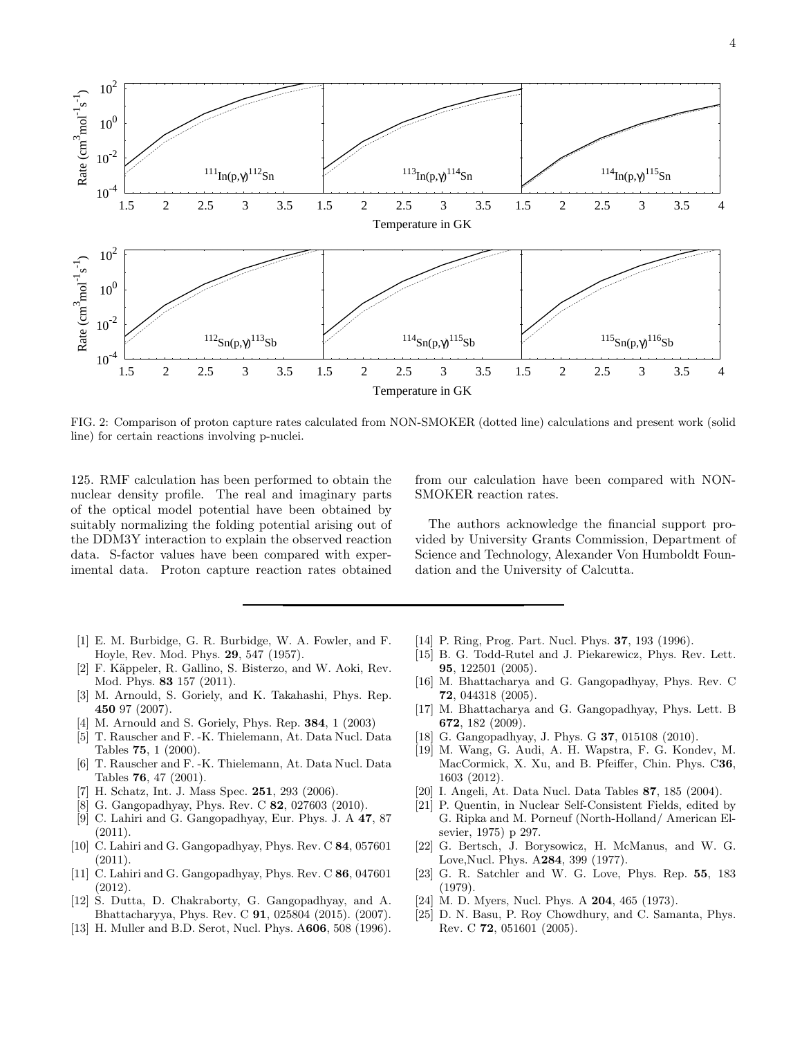FIG. 2: Comparison of proton capture rates calculated from NON-SMOKER (dotted line) calculations and present work (solid line) for certain reactions involving p-nuclei.

125. RMF calculation has been performed to obtain the nuclear density profile. The real and imaginary parts of the optical model potential have been obtained by suitably normalizing the folding potential arising out of the DDM3Y interaction to explain the observed reaction data. S-factor values have been compared with experimental data. Proton capture reaction rates obtained from our calculation have been compared with NON-SMOKER reaction rates.

The authors acknowledge the financial support provided by University Grants Commission, Department of Science and Technology, Alexander Von Humboldt Foundation and the University of Calcutta.

---

[1] E. M. Burbidge, G. R. Burbidge, W. A. Fowler, and F. Hoyle, Rev. Mod. Phys. **29**, 547 (1957).

[2] F. Käppeler, R. Gallino, S. Bisterzo, and W. Aoki, Rev. Mod. Phys. **83** 157 (2011).

[3] M. Arnould, S. Goriely, and K. Takahashi, Phys. Rep. **450** 97 (2007).

[4] M. Arnould and S. Goriely, Phys. Rep. **384**, 1 (2003)

[5] T. Rauscher and F. -K. Thielemann, At. Data Nucl. Data Tables **75**, 1 (2000).

[6] T. Rauscher and F. -K. Thielemann, At. Data Nucl. Data Tables **76**, 47 (2001).

[7] H. Schatz, Int. J. Mass Spec. **251**, 293 (2006).

[8] G. Gangopadhyay, Phys. Rev. C **82**, 027603 (2010).

[9] C. Lahiri and G. Gangopadhyay, Eur. Phys. J. A **47**, 87 (2011).

[10] C. Lahiri and G. Gangopadhyay, Phys. Rev. C **84**, 057601 (2011).

[11] C. Lahiri and G. Gangopadhyay, Phys. Rev. C **86**, 047601 (2012).

[12] S. Dutta, D. Chakraborty, G. Gangopadhyay, and A. Bhattacharyya, Phys. Rev. C **91**, 025804 (2015). (2007).

[13] H. Muller and B.D. Serot, Nucl. Phys. A**606**, 508 (1996).

[14] P. Ring, Prog. Part. Nucl. Phys. **37**, 193 (1996).

[15] B. G. Todd-Rutel and J. Piekarewicz, Phys. Rev. Lett. **95**, 122501 (2005).

[16] M. Bhattacharya and G. Gangopadhyay, Phys. Rev. C **72**, 044318 (2005).

[17] M. Bhattacharya and G. Gangopadhyay, Phys. Lett. B **672**, 182 (2009).

[18] G. Gangopadhyay, J. Phys. G **37**, 015108 (2010).

[19] M. Wang, G. Audi, A. H. Wapstra, F. G. Kondev, M. MacCormick, X. Xu, and B. Pfeiffer, Chin. Phys. C**36**, 1603 (2012).

[20] I. Angeli, At. Data Nucl. Data Tables **87**, 185 (2004).

[21] P. Quentin, in Nuclear Self-Consistent Fields, edited by G. Ripka and M. Porneuf (North-Holland/ American Elsevier, 1975) p 297.

[22] G. Bertsch, J. Borysowicz, H. McManus, and W. G. Love,Nucl. Phys. A**284**, 399 (1977).

[23] G. R. Satchler and W. G. Love, Phys. Rep. **55**, 183 (1979).

[24] M. D. Myers, Nucl. Phys. A **204**, 465 (1973).

[25] D. N. Basu, P. Roy Chowdhury, and C. Samanta, Phys. Rev. C **72**, 051601 (2005).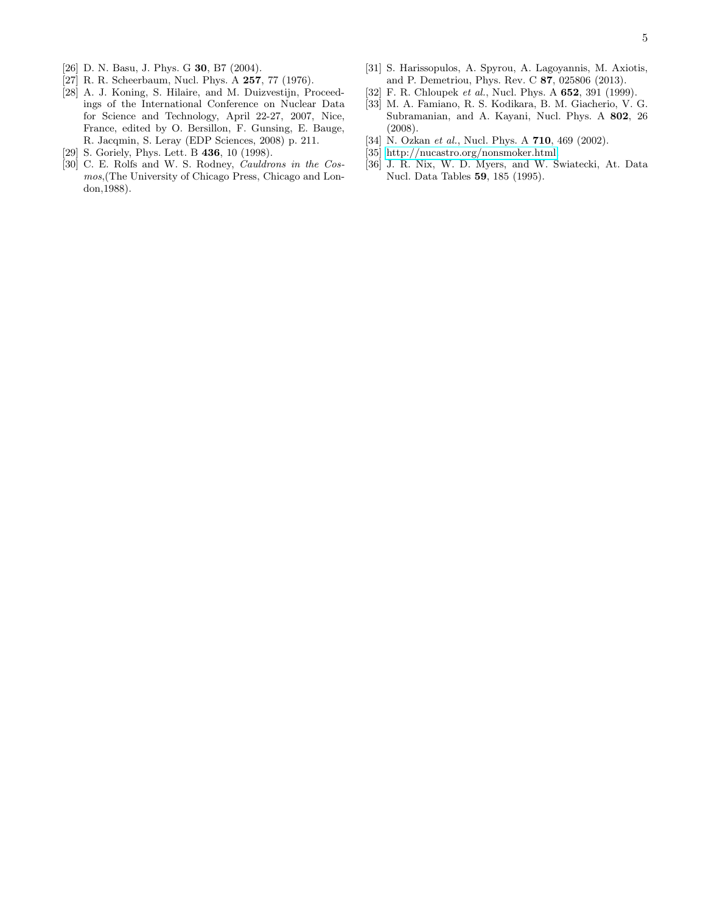[26] D. N. Basu, J. Phys. G **30**, B7 (2004).

[27] R. R. Scheerbaum, Nucl. Phys. A **257**, 77 (1976).

[28] A. J. Koning, S. Hilaire, and M. Duizvestijn, Proceedings of the International Conference on Nuclear Data for Science and Technology, April 22-27, 2007, Nice, France, edited by O. Bersillon, F. Gunsing, E. Bauge, R. Jacqmin, S. Leray (EDP Sciences, 2008) p. 211.

[29] S. Goriely, Phys. Lett. B **436**, 10 (1998).

[30] C. E. Rolfs and W. S. Rodney, *Cauldrons in the Cosmos*,(The University of Chicago Press, Chicago and London,1988).

[31] S. Harissopulos, A. Spyrou, A. Lagoyannis, M. Axiotis, and P. Demetriou, Phys. Rev. C **87**, 025806 (2013).

[32] F. R. Chloupek *et al.*, Nucl. Phys. A **652**, 391 (1999).

[33] M. A. Famiano, R. S. Kodikara, B. M. Giacherio, V. G. Subramanian, and A. Kayani, Nucl. Phys. A **802**, 26 (2008).

[34] N. Ozkan *et al.*, Nucl. Phys. A **710**, 469 (2002).

[35] http://nucastro.org/nonsmoker.html

[36] J. R. Nix, W. D. Myers, and W. Swiatecki, At. Data Nucl. Data Tables **59**, 185 (1995).